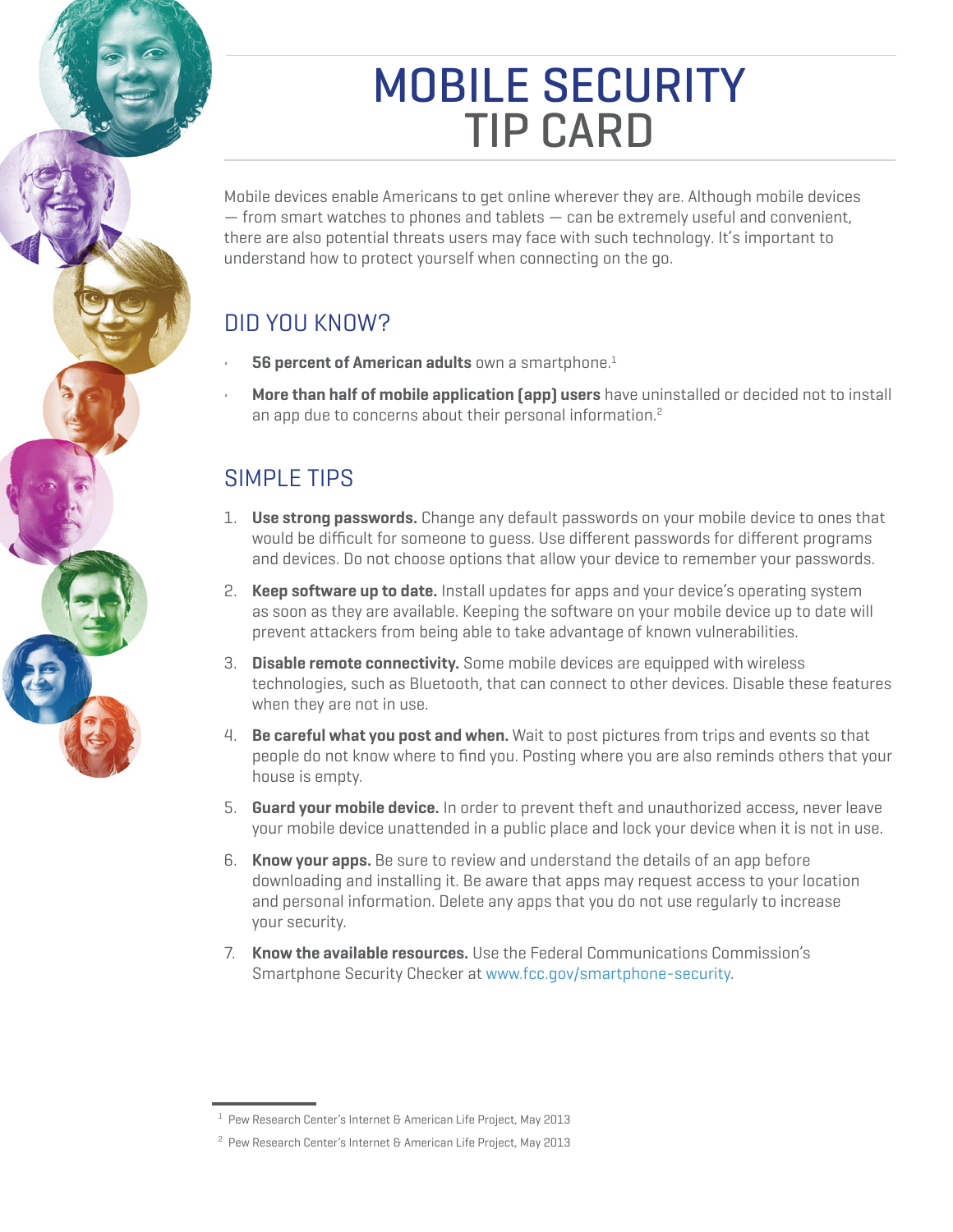# MOBILE SECURITY TIP CARD

Mobile devices enable Americans to get online wherever they are. Although mobile devices — from smart watches to phones and tablets — can be extremely useful and convenient, there are also potential threats users may face with such technology. It's important to understand how to protect yourself when connecting on the go.

## DID YOU KNOW?

- **56 percent of American adults** own a smartphone.[1]
- **More than half of mobile application (app) users** have uninstalled or decided not to install an app due to concerns about their personal information.[2]

## SIMPLE TIPS

1. **Use strong passwords.** Change any default passwords on your mobile device to ones that would be difficult for someone to guess. Use different passwords for different programs and devices. Do not choose options that allow your device to remember your passwords.
2. **Keep software up to date.** Install updates for apps and your device's operating system as soon as they are available. Keeping the software on your mobile device up to date will prevent attackers from being able to take advantage of known vulnerabilities.
3. **Disable remote connectivity.** Some mobile devices are equipped with wireless technologies, such as Bluetooth, that can connect to other devices. Disable these features when they are not in use.
4. **Be careful what you post and when.** Wait to post pictures from trips and events so that people do not know where to find you. Posting where you are also reminds others that your house is empty.
5. **Guard your mobile device.** In order to prevent theft and unauthorized access, never leave your mobile device unattended in a public place and lock your device when it is not in use.
6. **Know your apps.** Be sure to review and understand the details of an app before downloading and installing it. Be aware that apps may request access to your location and personal information. Delete any apps that you do not use regularly to increase your security.
7. **Know the available resources.** Use the Federal Communications Commission's Smartphone Security Checker at www.fcc.gov/smartphone-security.

---

[1] Pew Research Center's Internet & American Life Project, May 2013

[2] Pew Research Center's Internet & American Life Project, May 2013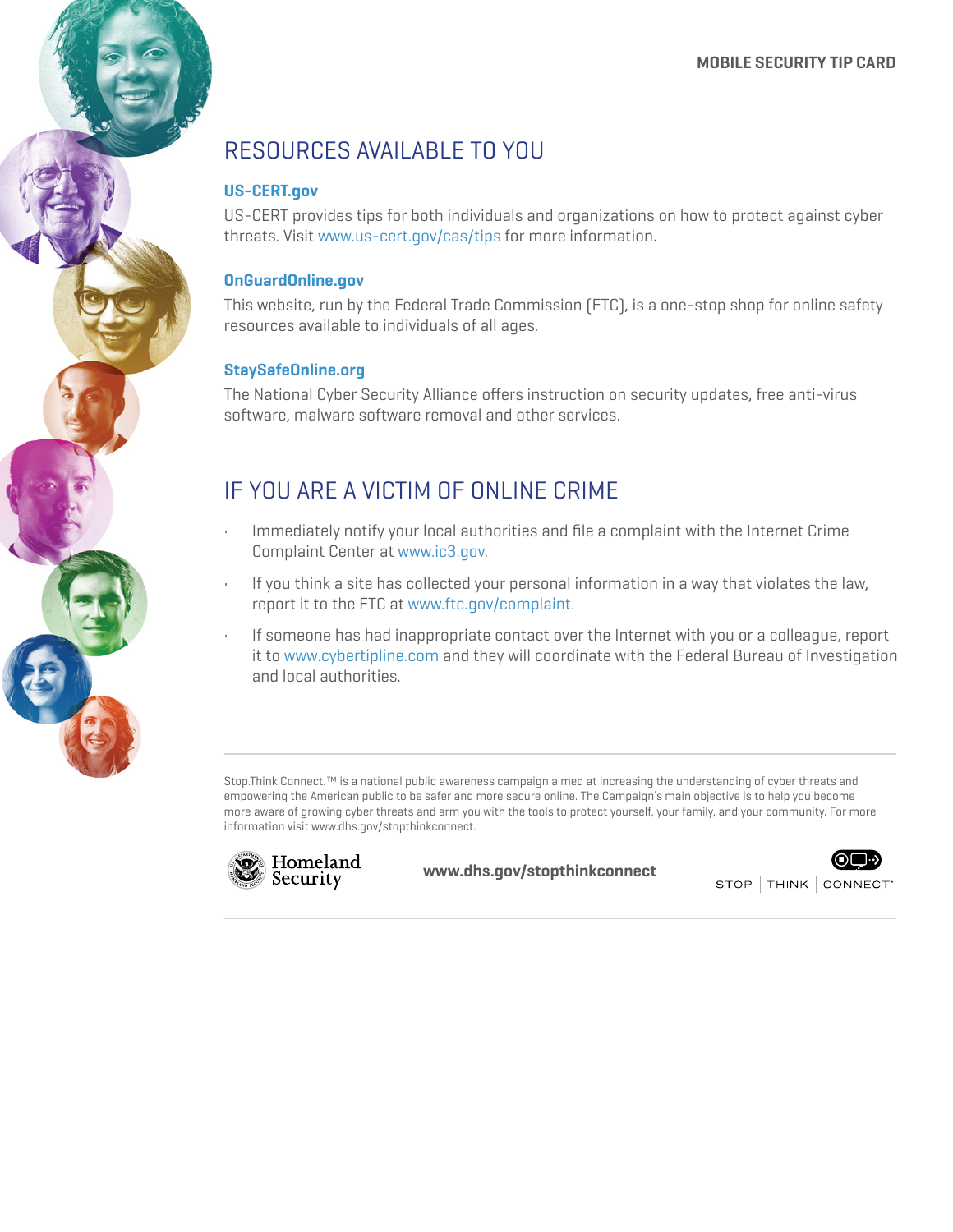## RESOURCES AVAILABLE TO YOU

**US-CERT.gov**

US-CERT provides tips for both individuals and organizations on how to protect against cyber threats. Visit www.us-cert.gov/cas/tips for more information.

**OnGuardOnline.gov**

This website, run by the Federal Trade Commission (FTC), is a one-stop shop for online safety resources available to individuals of all ages.

**StaySafeOnline.org**

The National Cyber Security Alliance offers instruction on security updates, free anti-virus software, malware software removal and other services.

## IF YOU ARE A VICTIM OF ONLINE CRIME

- Immediately notify your local authorities and file a complaint with the Internet Crime Complaint Center at www.ic3.gov.
- If you think a site has collected your personal information in a way that violates the law, report it to the FTC at www.ftc.gov/complaint.
- If someone has had inappropriate contact over the Internet with you or a colleague, report it to www.cybertipline.com and they will coordinate with the Federal Bureau of Investigation and local authorities.

---

Stop.Think.Connect.™ is a national public awareness campaign aimed at increasing the understanding of cyber threats and empowering the American public to be safer and more secure online. The Campaign's main objective is to help you become more aware of growing cyber threats and arm you with the tools to protect yourself, your family, and your community. For more information visit www.dhs.gov/stopthinkconnect.

Homeland Security

**www.dhs.gov/stopthinkconnect**

STOP | THINK | CONNECT